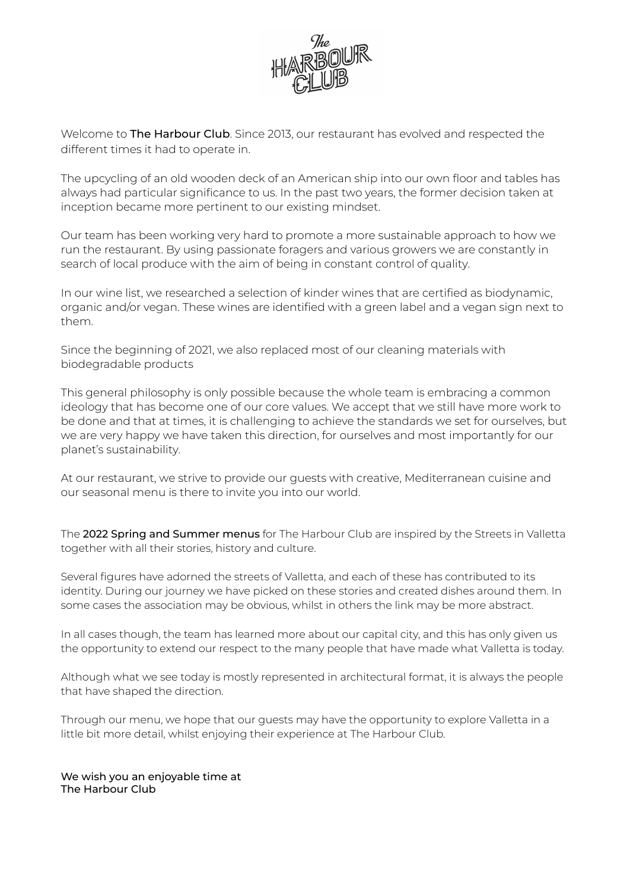Welcome to **The Harbour Club**. Since 2013, our restaurant has evolved and respected the different times it had to operate in.

The upcycling of an old wooden deck of an American ship into our own floor and tables has always had particular significance to us. In the past two years, the former decision taken at inception became more pertinent to our existing mindset.

Our team has been working very hard to promote a more sustainable approach to how we run the restaurant. By using passionate foragers and various growers we are constantly in search of local produce with the aim of being in constant control of quality.

In our wine list, we researched a selection of kinder wines that are certified as biodynamic, organic and/or vegan. These wines are identified with a green label and a vegan sign next to them.

Since the beginning of 2021, we also replaced most of our cleaning materials with biodegradable products

This general philosophy is only possible because the whole team is embracing a common ideology that has become one of our core values. We accept that we still have more work to be done and that at times, it is challenging to achieve the standards we set for ourselves, but we are very happy we have taken this direction, for ourselves and most importantly for our planet's sustainability.

At our restaurant, we strive to provide our guests with creative, Mediterranean cuisine and our seasonal menu is there to invite you into our world.

The **2022 Spring and Summer menus** for The Harbour Club are inspired by the Streets in Valletta together with all their stories, history and culture.

Several figures have adorned the streets of Valletta, and each of these has contributed to its identity. During our journey we have picked on these stories and created dishes around them. In some cases the association may be obvious, whilst in others the link may be more abstract.

In all cases though, the team has learned more about our capital city, and this has only given us the opportunity to extend our respect to the many people that have made what Valletta is today.

Although what we see today is mostly represented in architectural format, it is always the people that have shaped the direction.

Through our menu, we hope that our guests may have the opportunity to explore Valletta in a little bit more detail, whilst enjoying their experience at The Harbour Club.

**We wish you an enjoyable time at
The Harbour Club**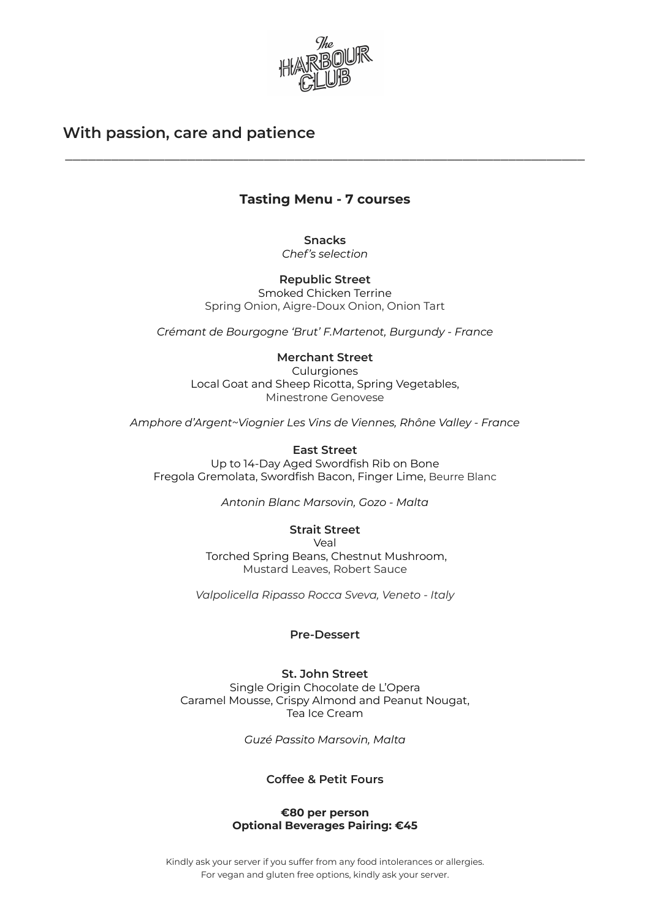The Harbour Club

## With passion, care and patience

---

### Tasting Menu - 7 courses

**Snacks**
*Chef's selection*

**Republic Street**
Smoked Chicken Terrine
Spring Onion, Aigre-Doux Onion, Onion Tart

*Crémant de Bourgogne 'Brut' F.Martenot, Burgundy - France*

**Merchant Street**
Culurgiones
Local Goat and Sheep Ricotta, Spring Vegetables,
Minestrone Genovese

*Amphore d'Argent~Viognier Les Vins de Viennes, Rhône Valley - France*

**East Street**
Up to 14-Day Aged Swordfish Rib on Bone
Fregola Gremolata, Swordfish Bacon, Finger Lime, Beurre Blanc

*Antonin Blanc Marsovin, Gozo - Malta*

**Strait Street**
Veal
Torched Spring Beans, Chestnut Mushroom,
Mustard Leaves, Robert Sauce

*Valpolicella Ripasso Rocca Sveva, Veneto - Italy*

**Pre-Dessert**

**St. John Street**
Single Origin Chocolate de L'Opera
Caramel Mousse, Crispy Almond and Peanut Nougat,
Tea Ice Cream

*Guzé Passito Marsovin, Malta*

**Coffee & Petit Fours**

**€80 per person**
**Optional Beverages Pairing: €45**

Kindly ask your server if you suffer from any food intolerances or allergies.
For vegan and gluten free options, kindly ask your server.